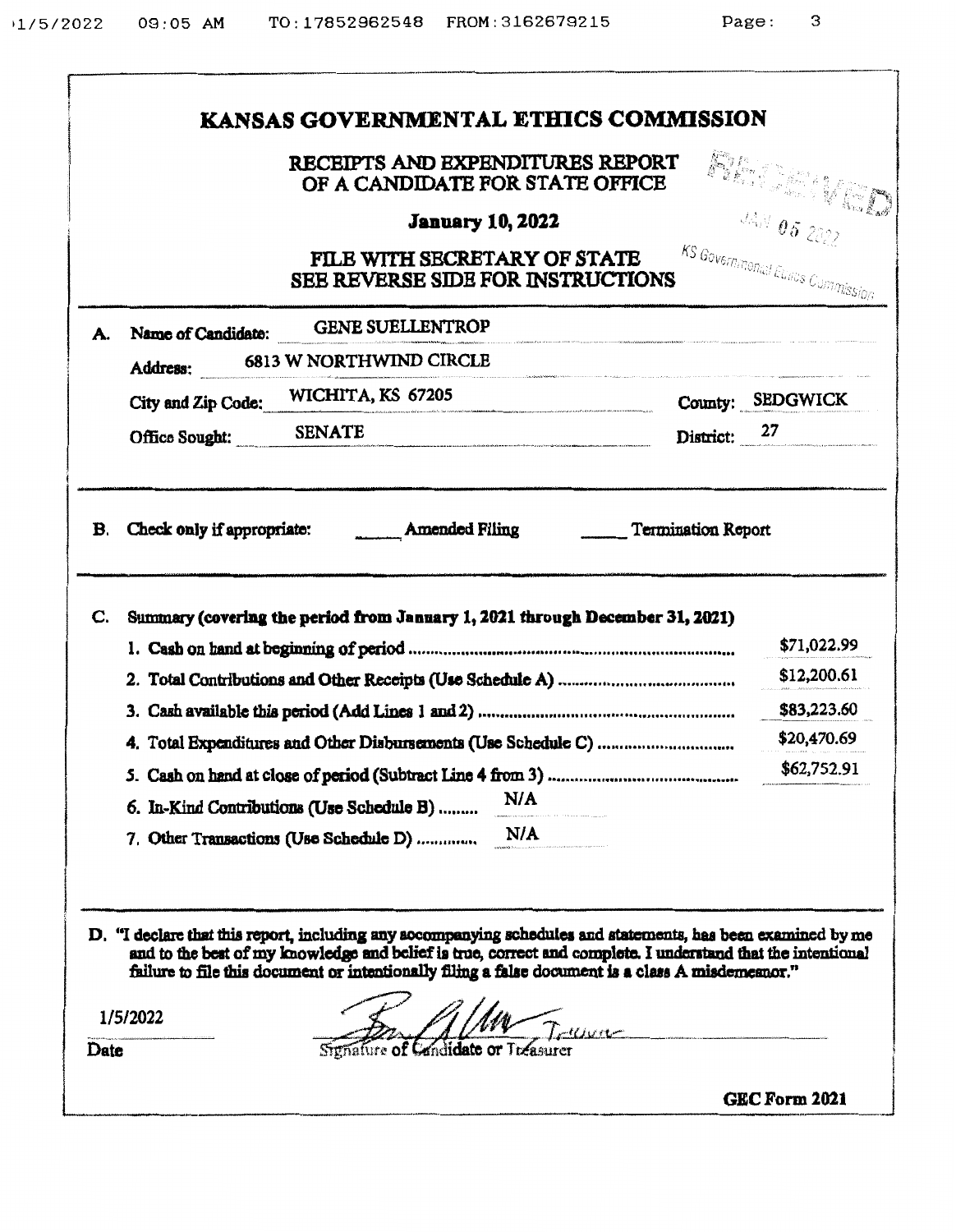# KANSAS GOVERNMENTAL ETHICS COMMISSION

## RECEIPTS AND EXPENDITURES REPORT OF A CANDIDATE FOR STATE OFFICE

**January 10, 2022**

RECEIVED
JAN 05 2022
KS Governmental Ethics Commission

FILE WITH SECRETARY OF STATE
SEE REVERSE SIDE FOR INSTRUCTIONS

**A.** Name of Candidate: GENE SUELLENTROP

Address: 6813 W NORTHWIND CIRCLE

City and Zip Code: WICHITA, KS 67205 &nbsp;&nbsp;&nbsp; County: SEDGWICK

Office Sought: SENATE &nbsp;&nbsp;&nbsp; District: 27

**B.** Check only if appropriate: \_\_\_\_\_ Amended Filing &nbsp;&nbsp;&nbsp; \_\_\_\_\_ Termination Report

**C. Summary (covering the period from January 1, 2021 through December 31, 2021)**

| | |
|---|---|
| 1. Cash on hand at beginning of period | $71,022.99 |
| 2. Total Contributions and Other Receipts (Use Schedule A) | $12,200.61 |
| 3. Cash available this period (Add Lines 1 and 2) | $83,223.60 |
| 4. Total Expenditures and Other Disbursements (Use Schedule C) | $20,470.69 |
| 5. Cash on hand at close of period (Subtract Line 4 from 3) | $62,752.91 |
| 6. In-Kind Contributions (Use Schedule B) | N/A |
| 7. Other Transactions (Use Schedule D) | N/A |

**D. "I declare that this report, including any accompanying schedules and statements, has been examined by me and to the best of my knowledge and belief is true, correct and complete. I understand that the intentional failure to file this document or intentionally filing a false document is a class A misdemeanor."**

1/5/2022
Date

Signature of Candidate or Treasurer

**GEC Form 2021**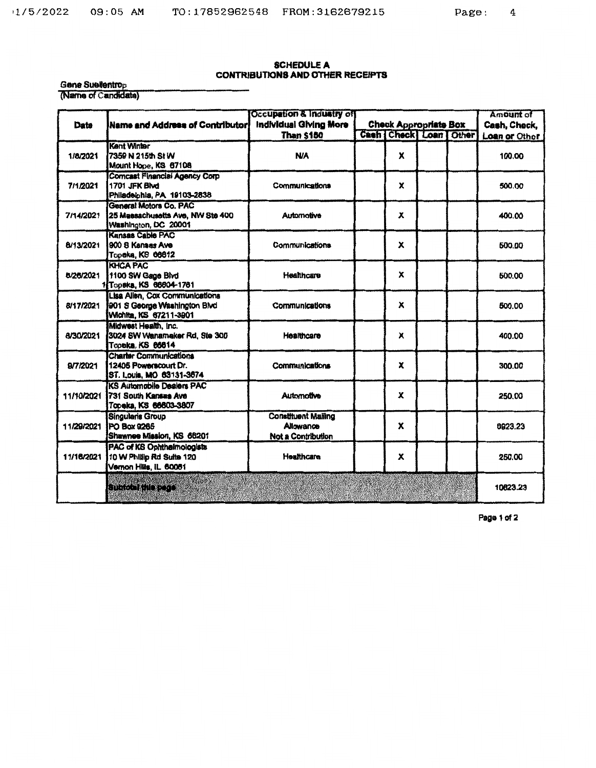## SCHEDULE A
## CONTRIBUTIONS AND OTHER RECEIPTS

Gene Suellentrop
(Name of Candidate)

| Date | Name and Address of Contributor | Occupation & Industry of Individual Giving More Than $150 | Check Appropriate Box | | | | Amount of Cash, Check, Loan or Other |
|---|---|---|---|---|---|---|---|
| | | | Cash | Check | Loan | Other | |
| 1/8/2021 | Kent Winter<br>7359 N 215th St W<br>Mount Hope, KS 67108 | N/A | | X | | | 100.00 |
| 7/1/2021 | Comcast Financial Agency Corp<br>1701 JFK Blvd<br>Philadelphia, PA 19103-2838 | Communications | | X | | | 500.00 |
| 7/14/2021 | General Motors Co. PAC<br>25 Massachusetts Ave, NW Ste 400<br>Washington, DC 20001 | Automotive | | X | | | 400.00 |
| 8/13/2021 | Kansas Cable PAC<br>900 S Kansas Ave<br>Topeka, KS 66612 | Communications | | X | | | 500.00 |
| 8/26/2021 | KHCA PAC<br>1100 SW Gage Blvd<br>Topeka, KS 66604-1761 | Healthcare | | X | | | 500.00 |
| 8/17/2021 | Lisa Allen, Cox Communications<br>901 S George Washington Blvd<br>Wichita, KS 67211-3901 | Communications | | X | | | 500.00 |
| 8/30/2021 | Midwest Health, Inc.<br>3024 SW Wanamaker Rd, Ste 300<br>Topeka, KS 66614 | Healthcare | | X | | | 400.00 |
| 9/7/2021 | Charter Communications<br>12405 Powerscourt Dr.<br>ST. Louis, MO 63131-3674 | Communications | | X | | | 300.00 |
| 11/10/2021 | KS Automobile Dealers PAC<br>731 South Kansas Ave<br>Topeka, KS 66603-3807 | Automotive | | X | | | 250.00 |
| 11/29/2021 | Singularis Group<br>PO Box 9265<br>Shawnee Mission, KS 66201 | Constituent Mailing Allowance Not a Contribution | | X | | | 6923.23 |
| 11/16/2021 | PAC of KS Ophthalmologists<br>10 W Phillip Rd Suite 120<br>Vernon Hills, IL 60061 | Healthcare | | X | | | 250.00 |
| | Subtotal this page | | | | | | 10623.23 |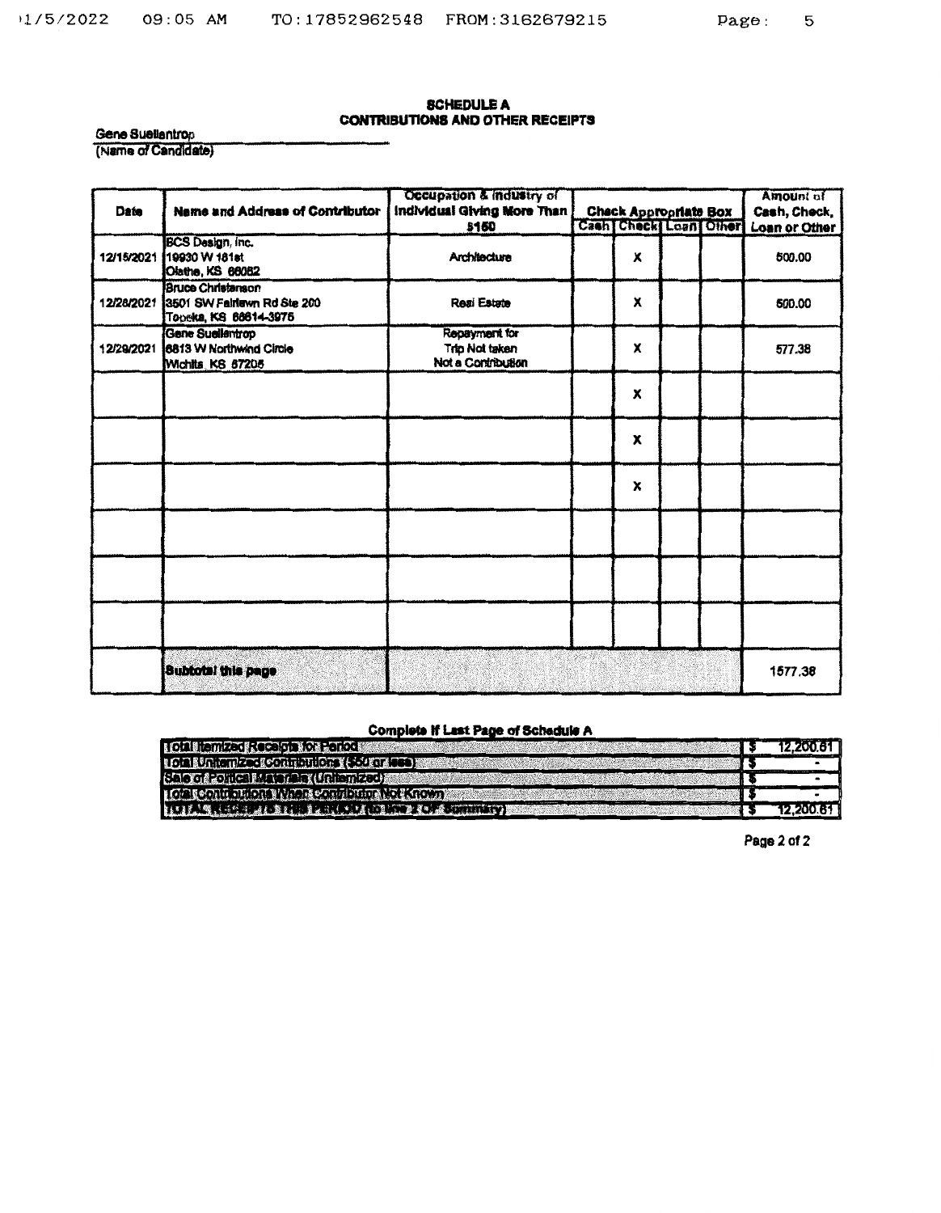## SCHEDULE A
## CONTRIBUTIONS AND OTHER RECEIPTS

Gene Suellentrop
(Name of Candidate)

| Date | Name and Address of Contributor | Occupation & Industry of Individual Giving More Than $150 | Cash | Check | Loan | Other | Amount of Cash, Check, Loan or Other |
|---|---|---|---|---|---|---|---|
| 12/15/2021 | BCS Design, Inc.<br>19930 W 161st<br>Olathe, KS 66062 | Architecture | | X | | | 500.00 |
| 12/28/2021 | Bruce Christenson<br>3501 SW Fairlawn Rd Ste 200<br>Topeka, KS 66614-3975 | Real Estate | | X | | | 500.00 |
| 12/29/2021 | Gene Suellentrop<br>6813 W Northwind Circle<br>Wichita, KS 67205 | Repayment for Trip Not taken Not a Contribution | | X | | | 577.38 |
| | | | | X | | | |
| | | | | X | | | |
| | | | | X | | | |
| | | | | | | | |
| | | | | | | | |
| | | | | | | | |
| | Subtotal this page | | | | | | 1577.38 |

**Complete If Last Page of Schedule A**

| | |
|---|---|
| Total Itemized Receipts for Period | $ 12,200.61 |
| Total Unitemized Contributions ($50 or less) | $ - |
| Sale of Political Materials (Unitemized) | $ - |
| Total Contributions When Contributor Not Known | $ - |
| TOTAL RECEIPTS THIS PERIOD (to line 2 OF Summary) | $ 12,200.61 |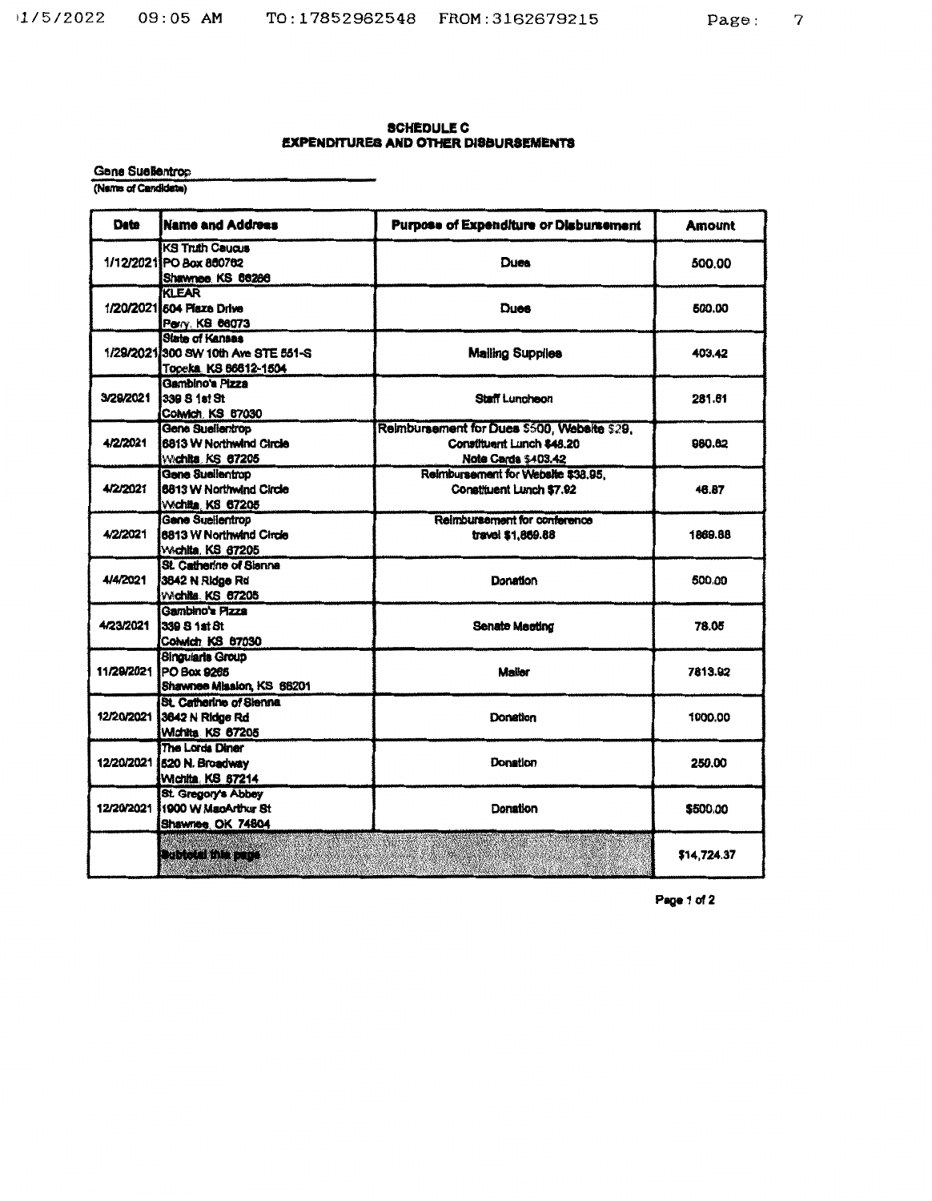# SCHEDULE C
## EXPENDITURES AND OTHER DISBURSEMENTS

Gene Suellentrop
(Name of Candidate)

| Date | Name and Address | Purpose of Expenditure or Disbursement | Amount |
|---|---|---|---|
| 1/12/2021 | KS Truth Caucus<br>PO Box 860762<br>Shawnee, KS 66286 | Dues | 500.00 |
| 1/20/2021 | KLEAR<br>604 Plaza Drive<br>Perry, KS 66073 | Dues | 500.00 |
| 1/29/2021 | State of Kansas<br>300 SW 10th Ave STE 551-S<br>Topeka, KS 66612-1504 | Mailing Supplies | 403.42 |
| 3/29/2021 | Gambino's Pizza<br>339 S 1st St<br>Colwich, KS 67030 | Staff Luncheon | 281.61 |
| 4/2/2021 | Gene Suellentrop<br>6813 W Northwind Circle<br>Wichita, KS 67205 | Reimbursement for Dues $500, Website $29, Constituent Lunch $48.20 Note Cards $403.42 | 980.62 |
| 4/2/2021 | Gene Suellentrop<br>6813 W Northwind Circle<br>Wichita, KS 67205 | Reimbursement for Website $38.95, Constituent Lunch $7.92 | 46.87 |
| 4/2/2021 | Gene Suellentrop<br>6813 W Northwind Circle<br>Wichita, KS 67205 | Reimbursement for conference travel $1,869.88 | 1869.88 |
| 4/4/2021 | St. Catherine of Sienna<br>3642 N Ridge Rd<br>Wichita, KS 67205 | Donation | 500.00 |
| 4/23/2021 | Gambino's Pizza<br>339 S 1st St<br>Colwich, KS 67030 | Senate Meeting | 78.05 |
| 11/29/2021 | Singularis Group<br>PO Box 9265<br>Shawnee Mission, KS 66201 | Mailer | 7813.92 |
| 12/20/2021 | St. Catherine of Sienna<br>3642 N Ridge Rd<br>Wichita, KS 67205 | Donation | 1000.00 |
| 12/20/2021 | The Lords Diner<br>520 N. Broadway<br>Wichita, KS 67214 | Donation | 250.00 |
| 12/20/2021 | St. Gregory's Abbey<br>1900 W MacArthur St<br>Shawnee, OK 74804 | Donation | $500.00 |
| | Subtotal this page | | $14,724.37 |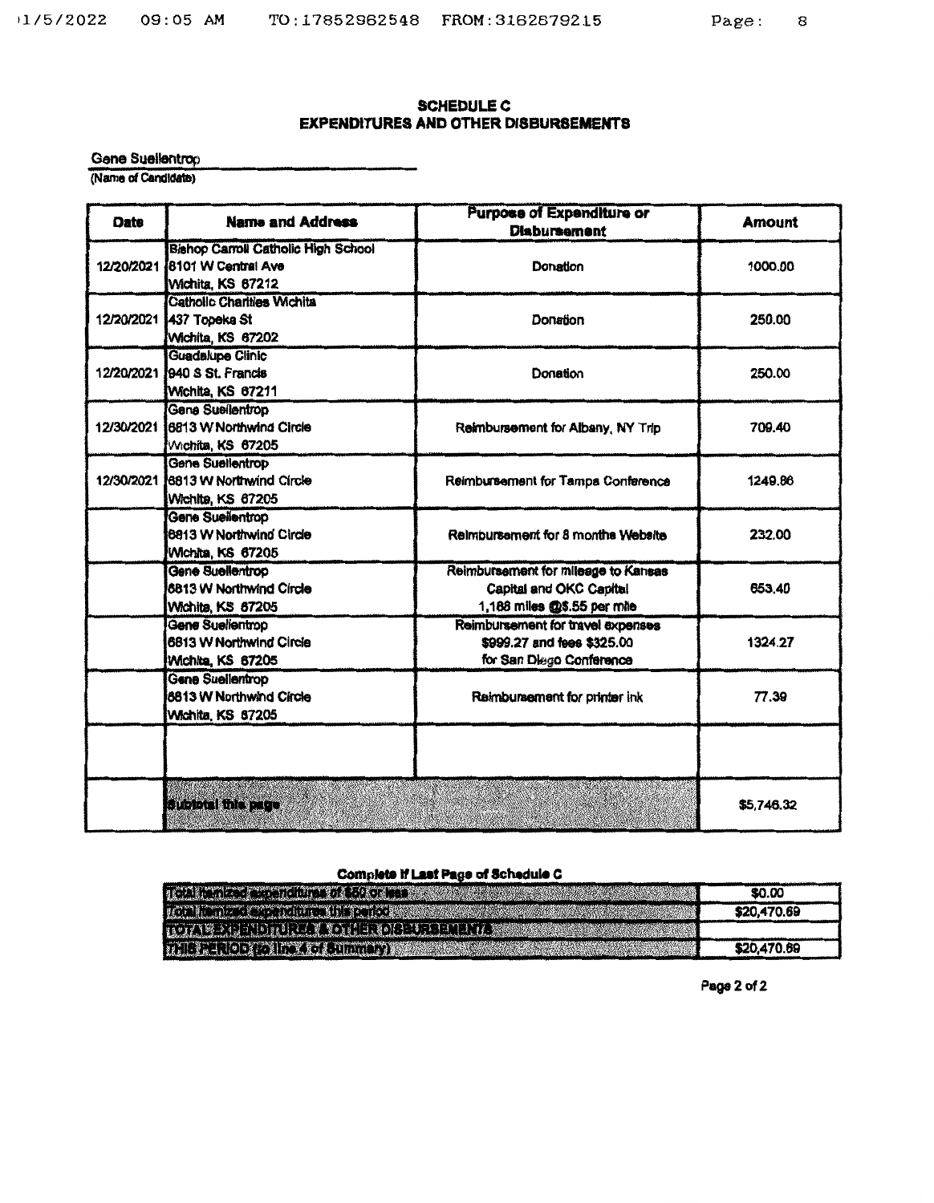## SCHEDULE C
## EXPENDITURES AND OTHER DISBURSEMENTS

Gene Suellentrop
(Name of Candidate)

| Date | Name and Address | Purpose of Expenditure or Disbursement | Amount |
|---|---|---|---|
| 12/20/2021 | Bishop Carroll Catholic High School<br>8101 W Central Ave<br>Wichita, KS 67212 | Donation | 1000.00 |
| 12/20/2021 | Catholic Charities Wichita<br>437 Topeka St<br>Wichita, KS 67202 | Donation | 250.00 |
| 12/20/2021 | Guadalupe Clinic<br>940 S St. Francis<br>Wichita, KS 67211 | Donation | 250.00 |
| 12/30/2021 | Gene Suellentrop<br>6813 W Northwind Circle<br>Wichita, KS 67205 | Reimbursement for Albany, NY Trip | 709.40 |
| 12/30/2021 | Gene Suellentrop<br>6813 W Northwind Circle<br>Wichita, KS 67205 | Reimbursement for Tampa Conference | 1249.86 |
| | Gene Suellentrop<br>6813 W Northwind Circle<br>Wichita, KS 67205 | Reimbursement for 8 months Website | 232.00 |
| | Gene Suellentrop<br>6813 W Northwind Circle<br>Wichita, KS 67205 | Reimbursement for mileage to Kansas Capital and OKC Capital<br>1,188 miles @$.55 per mile | 653.40 |
| | Gene Suellentrop<br>6813 W Northwind Circle<br>Wichita, KS 67205 | Reimbursement for travel expenses $999.27 and fees $325.00 for San Diego Conference | 1324.27 |
| | Gene Suellentrop<br>6813 W Northwind Circle<br>Wichita, KS 67205 | Reimbursement for printer ink | 77.39 |
| | | | |
| | Subtotal this page | | $5,746.32 |

**Complete if Last Page of Schedule C**

| | |
|---|---|
| Total itemized expenditures of $50 or less | $0.00 |
| Total itemized expenditures this period | $20,470.69 |
| TOTAL EXPENDITURES & OTHER DISBURSEMENTS THIS PERIOD (to line 4 of Summary) | $20,470.69 |